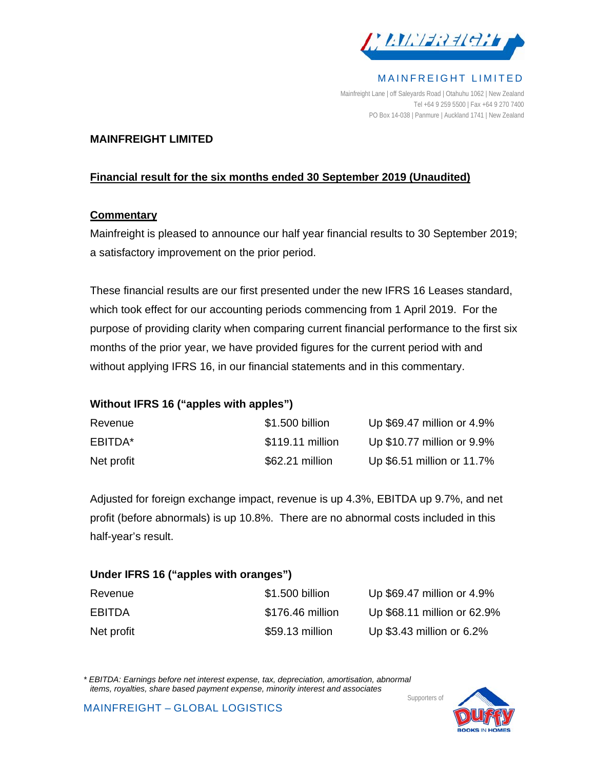MAINFREIGHT LIMITED

Mainfreight Lane | off Saleyards Road | Otahuhu 1062 | New Zealand
Tel +64 9 259 5500 | Fax +64 9 270 7400
PO Box 14-038 | Panmure | Auckland 1741 | New Zealand

# MAINFREIGHT LIMITED

## Financial result for the six months ended 30 September 2019 (Unaudited)

### Commentary

Mainfreight is pleased to announce our half year financial results to 30 September 2019; a satisfactory improvement on the prior period.

These financial results are our first presented under the new IFRS 16 Leases standard, which took effect for our accounting periods commencing from 1 April 2019. For the purpose of providing clarity when comparing current financial performance to the first six months of the prior year, we have provided figures for the current period with and without applying IFRS 16, in our financial statements and in this commentary.

### Without IFRS 16 ("apples with apples")

| | | |
|---|---|---|
| Revenue | $1.500 billion | Up $69.47 million or 4.9% |
| EBITDA* | $119.11 million | Up $10.77 million or 9.9% |
| Net profit | $62.21 million | Up $6.51 million or 11.7% |

Adjusted for foreign exchange impact, revenue is up 4.3%, EBITDA up 9.7%, and net profit (before abnormals) is up 10.8%. There are no abnormal costs included in this half-year's result.

### Under IFRS 16 ("apples with oranges")

| | | |
|---|---|---|
| Revenue | $1.500 billion | Up $69.47 million or 4.9% |
| EBITDA | $176.46 million | Up $68.11 million or 62.9% |
| Net profit | $59.13 million | Up $3.43 million or 6.2% |

*\* EBITDA: Earnings before net interest expense, tax, depreciation, amortisation, abnormal items, royalties, share based payment expense, minority interest and associates*

MAINFREIGHT – GLOBAL LOGISTICS

Supporters of Duffy Books in Homes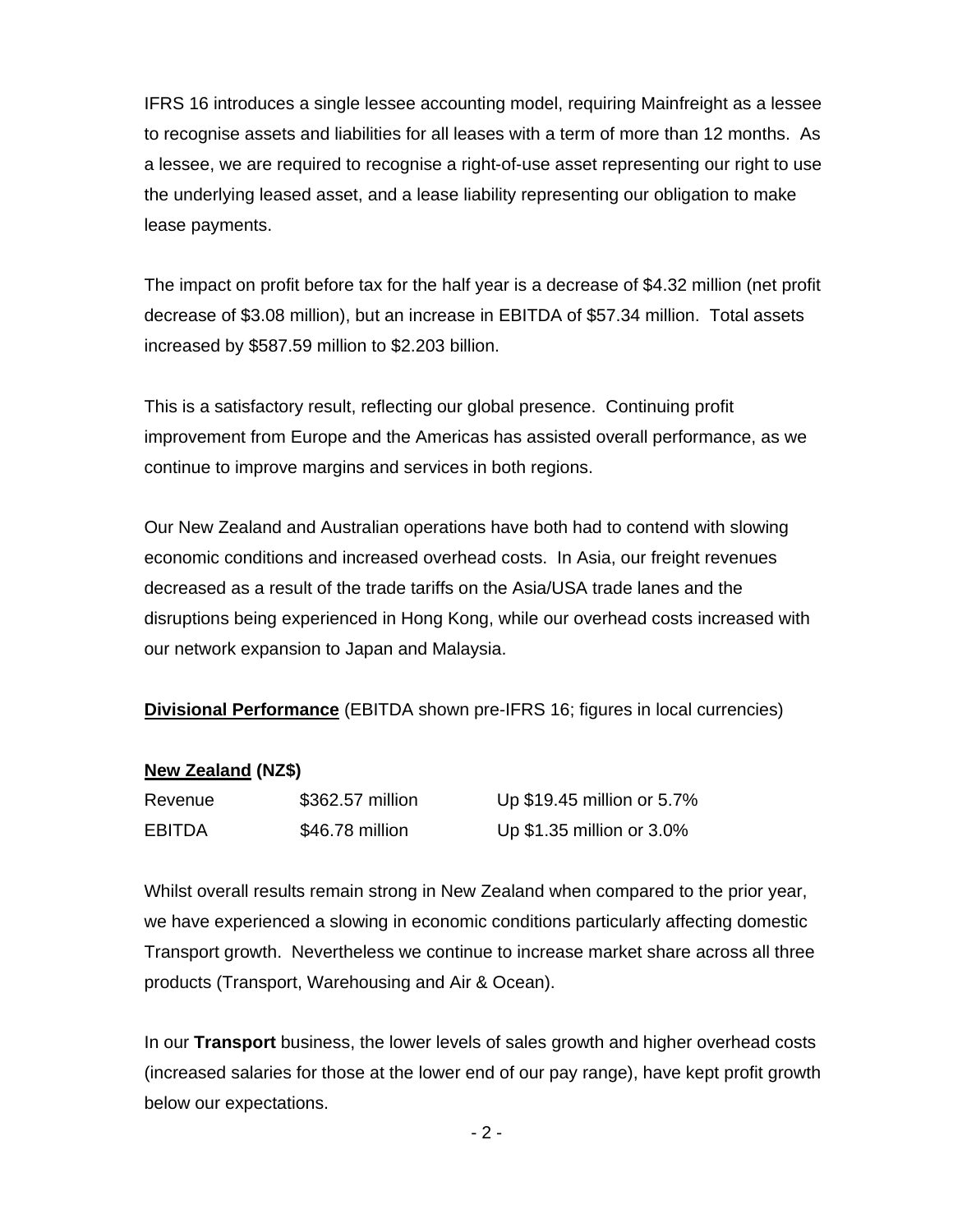IFRS 16 introduces a single lessee accounting model, requiring Mainfreight as a lessee to recognise assets and liabilities for all leases with a term of more than 12 months. As a lessee, we are required to recognise a right-of-use asset representing our right to use the underlying leased asset, and a lease liability representing our obligation to make lease payments.

The impact on profit before tax for the half year is a decrease of $4.32 million (net profit decrease of $3.08 million), but an increase in EBITDA of $57.34 million. Total assets increased by $587.59 million to $2.203 billion.

This is a satisfactory result, reflecting our global presence. Continuing profit improvement from Europe and the Americas has assisted overall performance, as we continue to improve margins and services in both regions.

Our New Zealand and Australian operations have both had to contend with slowing economic conditions and increased overhead costs. In Asia, our freight revenues decreased as a result of the trade tariffs on the Asia/USA trade lanes and the disruptions being experienced in Hong Kong, while our overhead costs increased with our network expansion to Japan and Malaysia.

**Divisional Performance** (EBITDA shown pre-IFRS 16; figures in local currencies)

**New Zealand (NZ$)**

| | | |
|---|---|---|
| Revenue | $362.57 million | Up $19.45 million or 5.7% |
| EBITDA | $46.78 million | Up $1.35 million or 3.0% |

Whilst overall results remain strong in New Zealand when compared to the prior year, we have experienced a slowing in economic conditions particularly affecting domestic Transport growth. Nevertheless we continue to increase market share across all three products (Transport, Warehousing and Air & Ocean).

In our **Transport** business, the lower levels of sales growth and higher overhead costs (increased salaries for those at the lower end of our pay range), have kept profit growth below our expectations.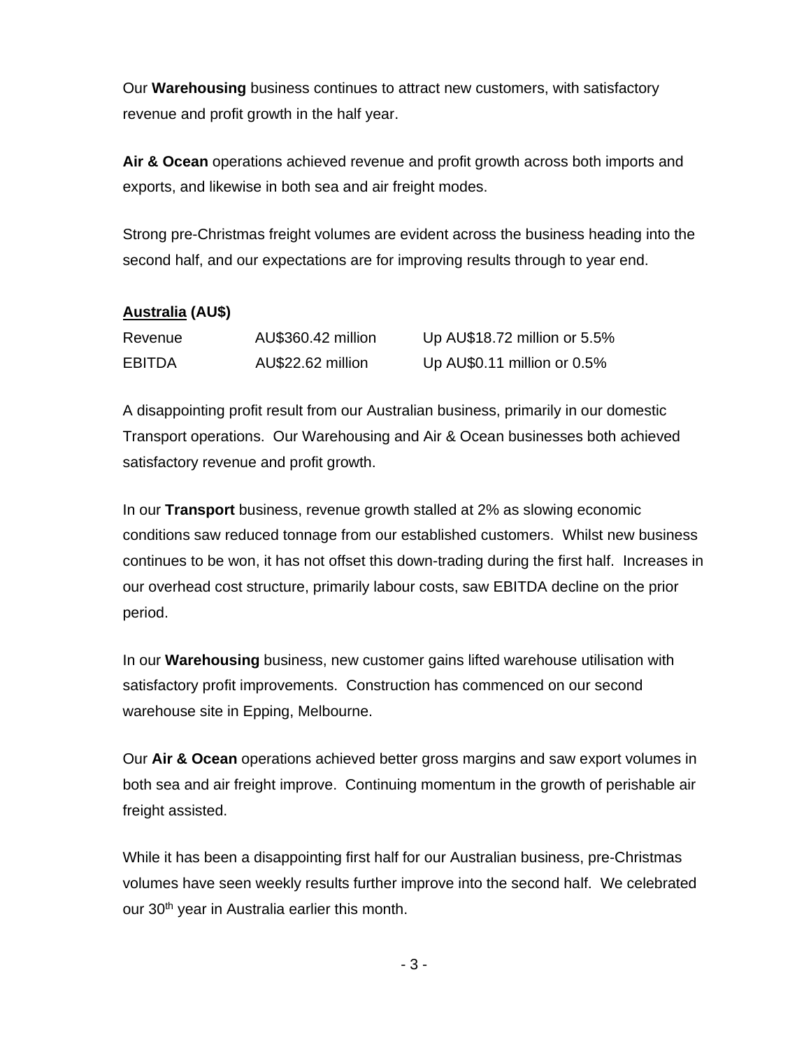Our **Warehousing** business continues to attract new customers, with satisfactory revenue and profit growth in the half year.

**Air & Ocean** operations achieved revenue and profit growth across both imports and exports, and likewise in both sea and air freight modes.

Strong pre-Christmas freight volumes are evident across the business heading into the second half, and our expectations are for improving results through to year end.

**Australia (AU$)**

| | | |
|---|---|---|
| Revenue | AU$360.42 million | Up AU$18.72 million or 5.5% |
| EBITDA | AU$22.62 million | Up AU$0.11 million or 0.5% |

A disappointing profit result from our Australian business, primarily in our domestic Transport operations. Our Warehousing and Air & Ocean businesses both achieved satisfactory revenue and profit growth.

In our **Transport** business, revenue growth stalled at 2% as slowing economic conditions saw reduced tonnage from our established customers. Whilst new business continues to be won, it has not offset this down-trading during the first half. Increases in our overhead cost structure, primarily labour costs, saw EBITDA decline on the prior period.

In our **Warehousing** business, new customer gains lifted warehouse utilisation with satisfactory profit improvements. Construction has commenced on our second warehouse site in Epping, Melbourne.

Our **Air & Ocean** operations achieved better gross margins and saw export volumes in both sea and air freight improve. Continuing momentum in the growth of perishable air freight assisted.

While it has been a disappointing first half for our Australian business, pre-Christmas volumes have seen weekly results further improve into the second half. We celebrated our 30th year in Australia earlier this month.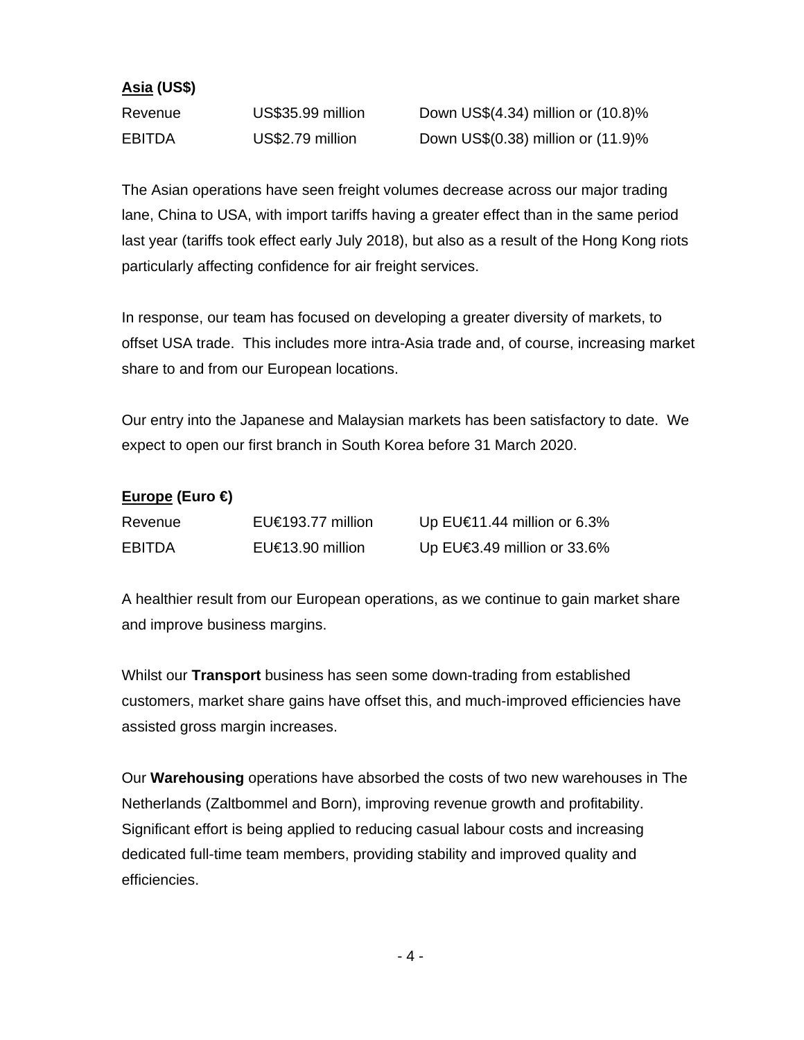**<u>Asia</u> (US$)**

| | | |
|---|---|---|
| Revenue | US$35.99 million | Down US$(4.34) million or (10.8)% |
| EBITDA | US$2.79 million | Down US$(0.38) million or (11.9)% |

The Asian operations have seen freight volumes decrease across our major trading lane, China to USA, with import tariffs having a greater effect than in the same period last year (tariffs took effect early July 2018), but also as a result of the Hong Kong riots particularly affecting confidence for air freight services.

In response, our team has focused on developing a greater diversity of markets, to offset USA trade. This includes more intra-Asia trade and, of course, increasing market share to and from our European locations.

Our entry into the Japanese and Malaysian markets has been satisfactory to date. We expect to open our first branch in South Korea before 31 March 2020.

**<u>Europe</u> (Euro €)**

| | | |
|---|---|---|
| Revenue | EU€193.77 million | Up EU€11.44 million or 6.3% |
| EBITDA | EU€13.90 million | Up EU€3.49 million or 33.6% |

A healthier result from our European operations, as we continue to gain market share and improve business margins.

Whilst our **Transport** business has seen some down-trading from established customers, market share gains have offset this, and much-improved efficiencies have assisted gross margin increases.

Our **Warehousing** operations have absorbed the costs of two new warehouses in The Netherlands (Zaltbommel and Born), improving revenue growth and profitability. Significant effort is being applied to reducing casual labour costs and increasing dedicated full-time team members, providing stability and improved quality and efficiencies.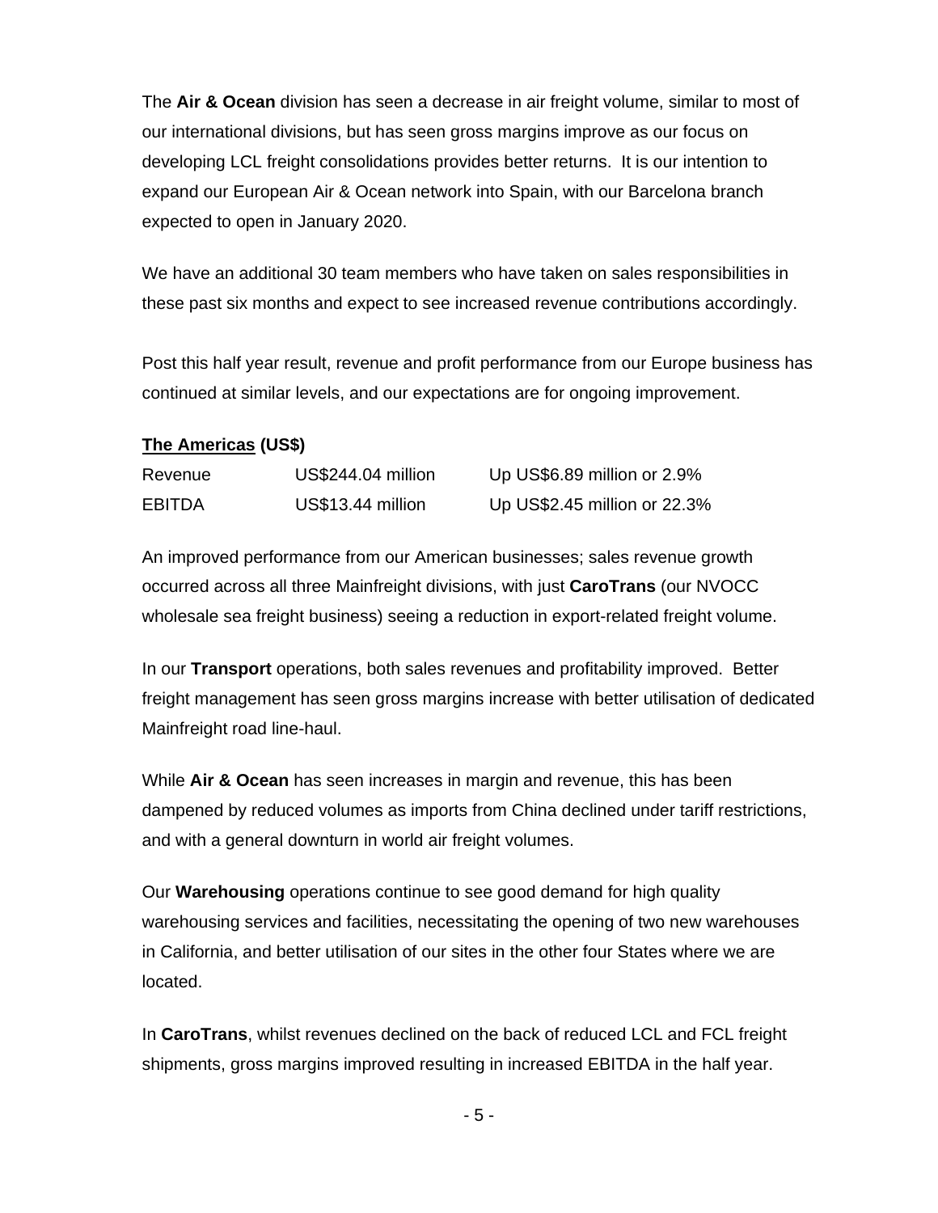The **Air & Ocean** division has seen a decrease in air freight volume, similar to most of our international divisions, but has seen gross margins improve as our focus on developing LCL freight consolidations provides better returns. It is our intention to expand our European Air & Ocean network into Spain, with our Barcelona branch expected to open in January 2020.

We have an additional 30 team members who have taken on sales responsibilities in these past six months and expect to see increased revenue contributions accordingly.

Post this half year result, revenue and profit performance from our Europe business has continued at similar levels, and our expectations are for ongoing improvement.

**The Americas (US$)**

| | | |
|---|---|---|
| Revenue | US$244.04 million | Up US$6.89 million or 2.9% |
| EBITDA | US$13.44 million | Up US$2.45 million or 22.3% |

An improved performance from our American businesses; sales revenue growth occurred across all three Mainfreight divisions, with just **CaroTrans** (our NVOCC wholesale sea freight business) seeing a reduction in export-related freight volume.

In our **Transport** operations, both sales revenues and profitability improved. Better freight management has seen gross margins increase with better utilisation of dedicated Mainfreight road line-haul.

While **Air & Ocean** has seen increases in margin and revenue, this has been dampened by reduced volumes as imports from China declined under tariff restrictions, and with a general downturn in world air freight volumes.

Our **Warehousing** operations continue to see good demand for high quality warehousing services and facilities, necessitating the opening of two new warehouses in California, and better utilisation of our sites in the other four States where we are located.

In **CaroTrans**, whilst revenues declined on the back of reduced LCL and FCL freight shipments, gross margins improved resulting in increased EBITDA in the half year.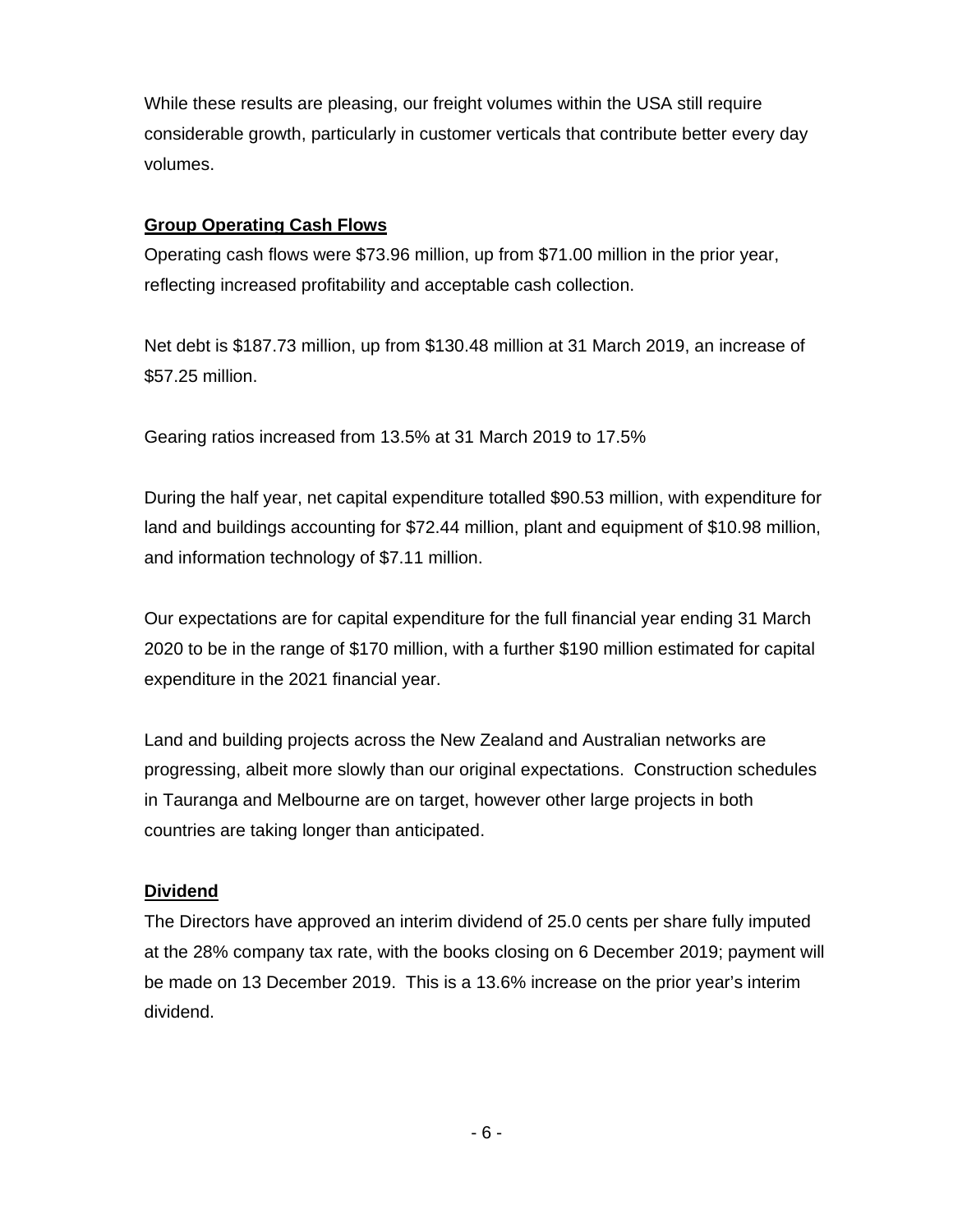While these results are pleasing, our freight volumes within the USA still require considerable growth, particularly in customer verticals that contribute better every day volumes.

## Group Operating Cash Flows

Operating cash flows were $73.96 million, up from $71.00 million in the prior year, reflecting increased profitability and acceptable cash collection.

Net debt is $187.73 million, up from $130.48 million at 31 March 2019, an increase of $57.25 million.

Gearing ratios increased from 13.5% at 31 March 2019 to 17.5%

During the half year, net capital expenditure totalled $90.53 million, with expenditure for land and buildings accounting for $72.44 million, plant and equipment of $10.98 million, and information technology of $7.11 million.

Our expectations are for capital expenditure for the full financial year ending 31 March 2020 to be in the range of $170 million, with a further $190 million estimated for capital expenditure in the 2021 financial year.

Land and building projects across the New Zealand and Australian networks are progressing, albeit more slowly than our original expectations. Construction schedules in Tauranga and Melbourne are on target, however other large projects in both countries are taking longer than anticipated.

## Dividend

The Directors have approved an interim dividend of 25.0 cents per share fully imputed at the 28% company tax rate, with the books closing on 6 December 2019; payment will be made on 13 December 2019. This is a 13.6% increase on the prior year's interim dividend.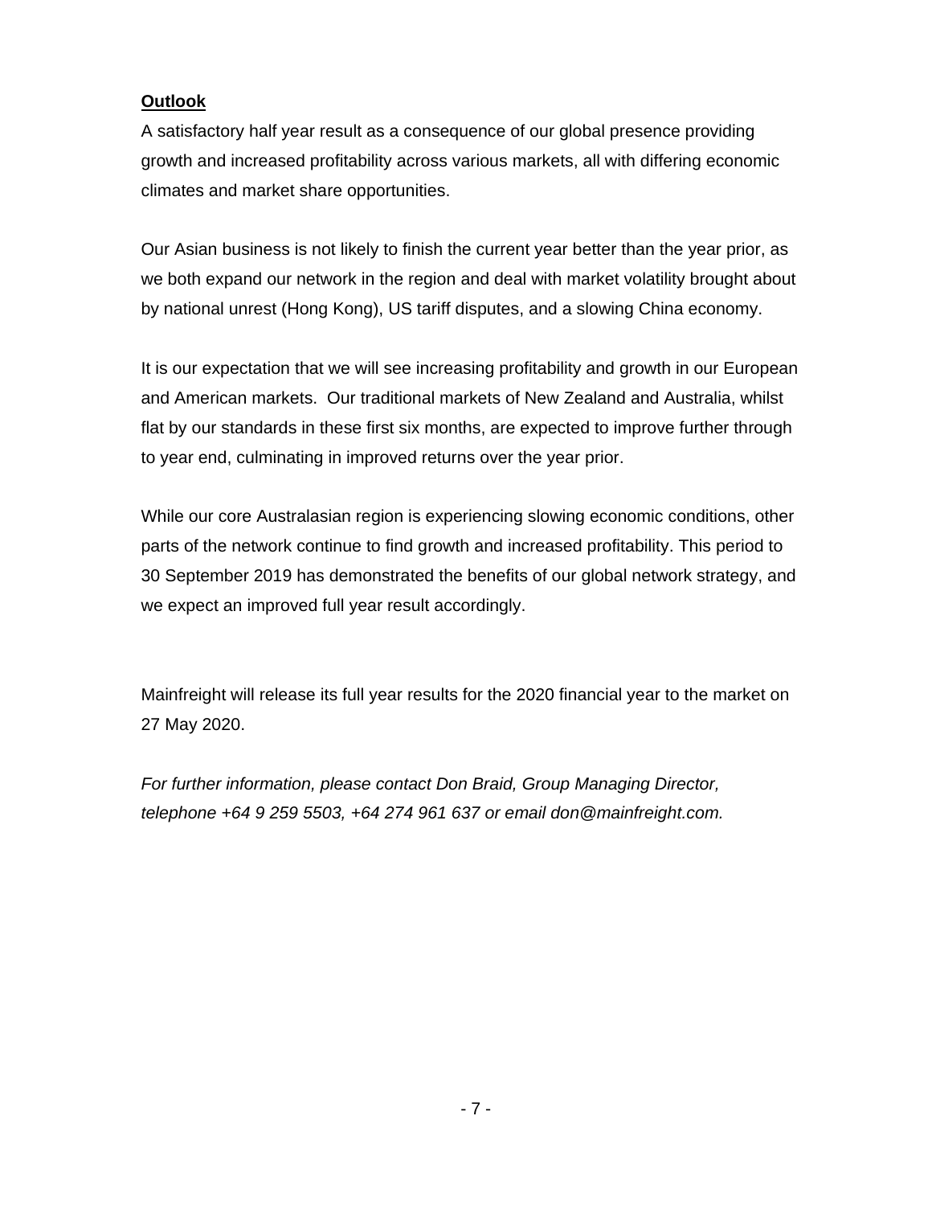**Outlook**

A satisfactory half year result as a consequence of our global presence providing growth and increased profitability across various markets, all with differing economic climates and market share opportunities.

Our Asian business is not likely to finish the current year better than the year prior, as we both expand our network in the region and deal with market volatility brought about by national unrest (Hong Kong), US tariff disputes, and a slowing China economy.

It is our expectation that we will see increasing profitability and growth in our European and American markets. Our traditional markets of New Zealand and Australia, whilst flat by our standards in these first six months, are expected to improve further through to year end, culminating in improved returns over the year prior.

While our core Australasian region is experiencing slowing economic conditions, other parts of the network continue to find growth and increased profitability. This period to 30 September 2019 has demonstrated the benefits of our global network strategy, and we expect an improved full year result accordingly.

Mainfreight will release its full year results for the 2020 financial year to the market on 27 May 2020.

*For further information, please contact Don Braid, Group Managing Director, telephone +64 9 259 5503, +64 274 961 637 or email don@mainfreight.com.*